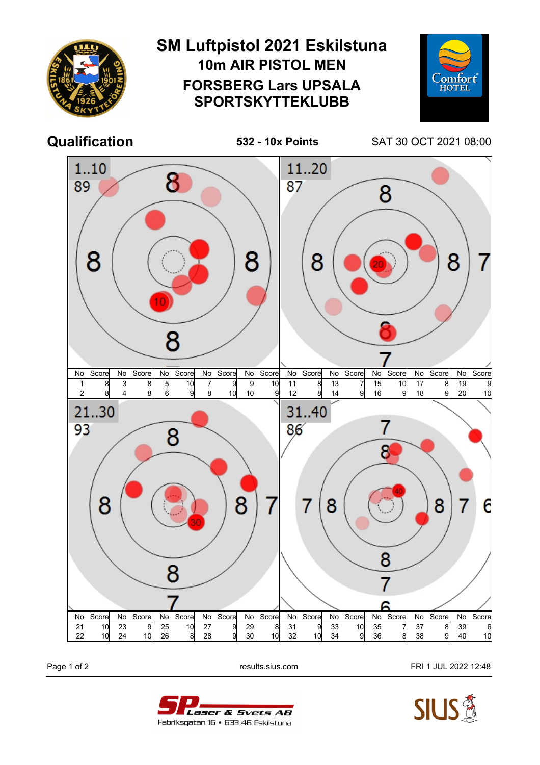# SM Luftpistol 2021 Eskilstuna

## 10m AIR PISTOL MEN

## FORSBERG Lars UPSALA SPORTSKYTTEKLUBB

**Qualification** **532 - 10x Points** SAT 30 OCT 2021 08:00

### 1..10 — 89

| No | Score | No | Score | No | Score | No | Score | No | Score |
|---|---|---|---|---|---|---|---|---|---|
| 1 | 8 | 3 | 8 | 5 | 10 | 7 | 9 | 9 | 10 |
| 2 | 8 | 4 | 8 | 6 | 9 | 8 | 10 | 10 | 9 |

### 11..20 — 87

| No | Score | No | Score | No | Score | No | Score | No | Score |
|---|---|---|---|---|---|---|---|---|---|
| 11 | 8 | 13 | 7 | 15 | 10 | 17 | 8 | 19 | 9 |
| 12 | 8 | 14 | 9 | 16 | 9 | 18 | 9 | 20 | 10 |

### 21..30 — 93

| No | Score | No | Score | No | Score | No | Score | No | Score |
|---|---|---|---|---|---|---|---|---|---|
| 21 | 10 | 23 | 9 | 25 | 10 | 27 | 9 | 29 | 8 |
| 22 | 10 | 24 | 10 | 26 | 8 | 28 | 9 | 30 | 10 |

### 31..40 — 86

| No | Score | No | Score | No | Score | No | Score | No | Score |
|---|---|---|---|---|---|---|---|---|---|
| 31 | 9 | 33 | 10 | 35 | 7 | 37 | 8 | 39 | 6 |
| 32 | 10 | 34 | 9 | 36 | 8 | 38 | 9 | 40 | 10 |

results.sius.com FRI 1 JUL 2022 12:48

SP Laser & Svets AB
Fabriksgatan 16 • 633 46 Eskilstuna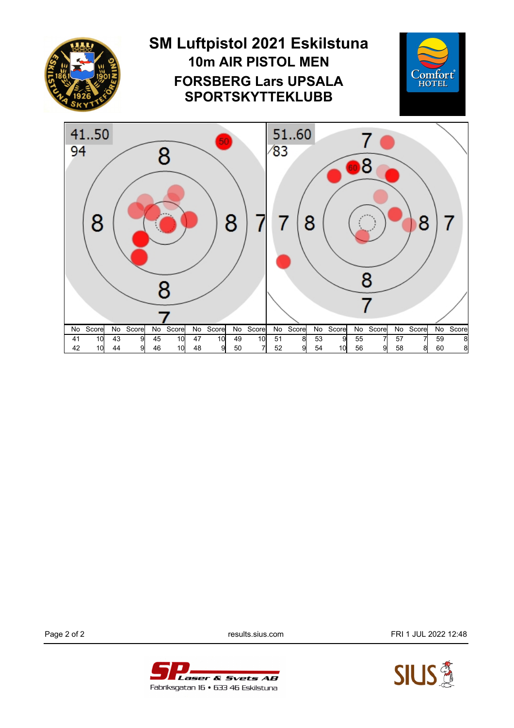# SM Luftpistol 2021 Eskilstuna

## 10m AIR PISTOL MEN

## FORSBERG Lars UPSALA SPORTSKYTTEKLUBB

41..50
94

51..60
83

| No | Score | No | Score | No | Score | No | Score | No | Score | No | Score | No | Score | No | Score | No | Score | No | Score |
|---|---|---|---|---|---|---|---|---|---|---|---|---|---|---|---|---|---|---|---|
| 41 | 10 | 43 | 9 | 45 | 10 | 47 | 10 | 49 | 10 | 51 | 8 | 53 | 9 | 55 | 7 | 57 | 7 | 59 | 8 |
| 42 | 10 | 44 | 9 | 46 | 10 | 48 | 9 | 50 | 7 | 52 | 9 | 54 | 10 | 56 | 9 | 58 | 8 | 60 | 8 |

results.sius.com

FRI 1 JUL 2022 12:48

SP Laser & Svets AB
Fabriksgatan 16 • 633 46 Eskilstuna